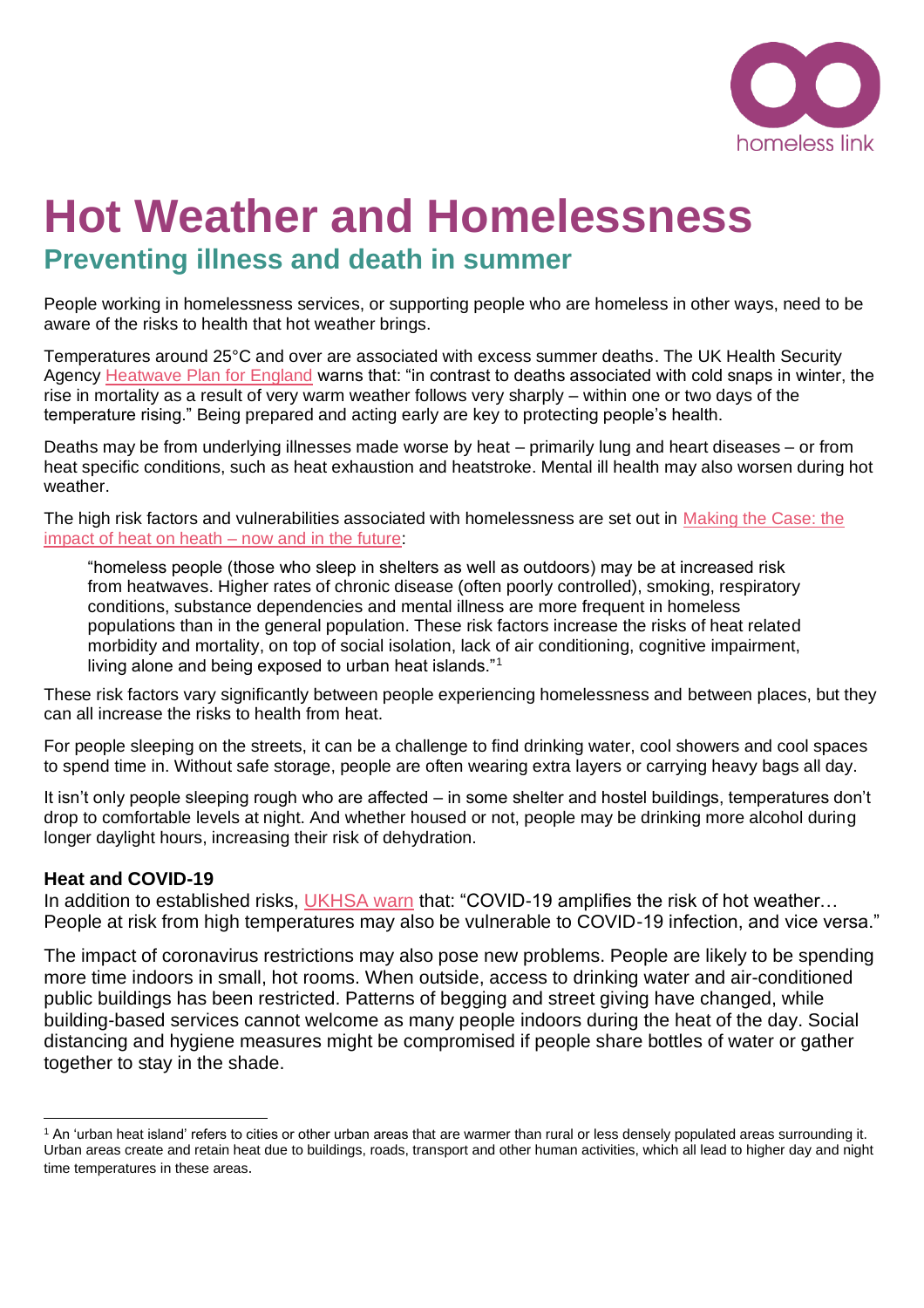# Hot Weather and Homelessness

## Preventing illness and death in summer

People working in homelessness services, or supporting people who are homeless in other ways, need to be aware of the risks to health that hot weather brings.

Temperatures around 25°C and over are associated with excess summer deaths. The UK Health Security Agency Heatwave Plan for England warns that: "in contrast to deaths associated with cold snaps in winter, the rise in mortality as a result of very warm weather follows very sharply – within one or two days of the temperature rising." Being prepared and acting early are key to protecting people's health.

Deaths may be from underlying illnesses made worse by heat – primarily lung and heart diseases – or from heat specific conditions, such as heat exhaustion and heatstroke. Mental ill health may also worsen during hot weather.

The high risk factors and vulnerabilities associated with homelessness are set out in Making the Case: the impact of heat on heath – now and in the future:

> "homeless people (those who sleep in shelters as well as outdoors) may be at increased risk from heatwaves. Higher rates of chronic disease (often poorly controlled), smoking, respiratory conditions, substance dependencies and mental illness are more frequent in homeless populations than in the general population. These risk factors increase the risks of heat related morbidity and mortality, on top of social isolation, lack of air conditioning, cognitive impairment, living alone and being exposed to urban heat islands."[1]

These risk factors vary significantly between people experiencing homelessness and between places, but they can all increase the risks to health from heat.

For people sleeping on the streets, it can be a challenge to find drinking water, cool showers and cool spaces to spend time in. Without safe storage, people are often wearing extra layers or carrying heavy bags all day.

It isn't only people sleeping rough who are affected – in some shelter and hostel buildings, temperatures don't drop to comfortable levels at night. And whether housed or not, people may be drinking more alcohol during longer daylight hours, increasing their risk of dehydration.

### Heat and COVID-19

In addition to established risks, UKHSA warn that: "COVID-19 amplifies the risk of hot weather… People at risk from high temperatures may also be vulnerable to COVID-19 infection, and vice versa."

The impact of coronavirus restrictions may also pose new problems. People are likely to be spending more time indoors in small, hot rooms. When outside, access to drinking water and air-conditioned public buildings has been restricted. Patterns of begging and street giving have changed, while building-based services cannot welcome as many people indoors during the heat of the day. Social distancing and hygiene measures might be compromised if people share bottles of water or gather together to stay in the shade.

---

[1] An 'urban heat island' refers to cities or other urban areas that are warmer than rural or less densely populated areas surrounding it. Urban areas create and retain heat due to buildings, roads, transport and other human activities, which all lead to higher day and night time temperatures in these areas.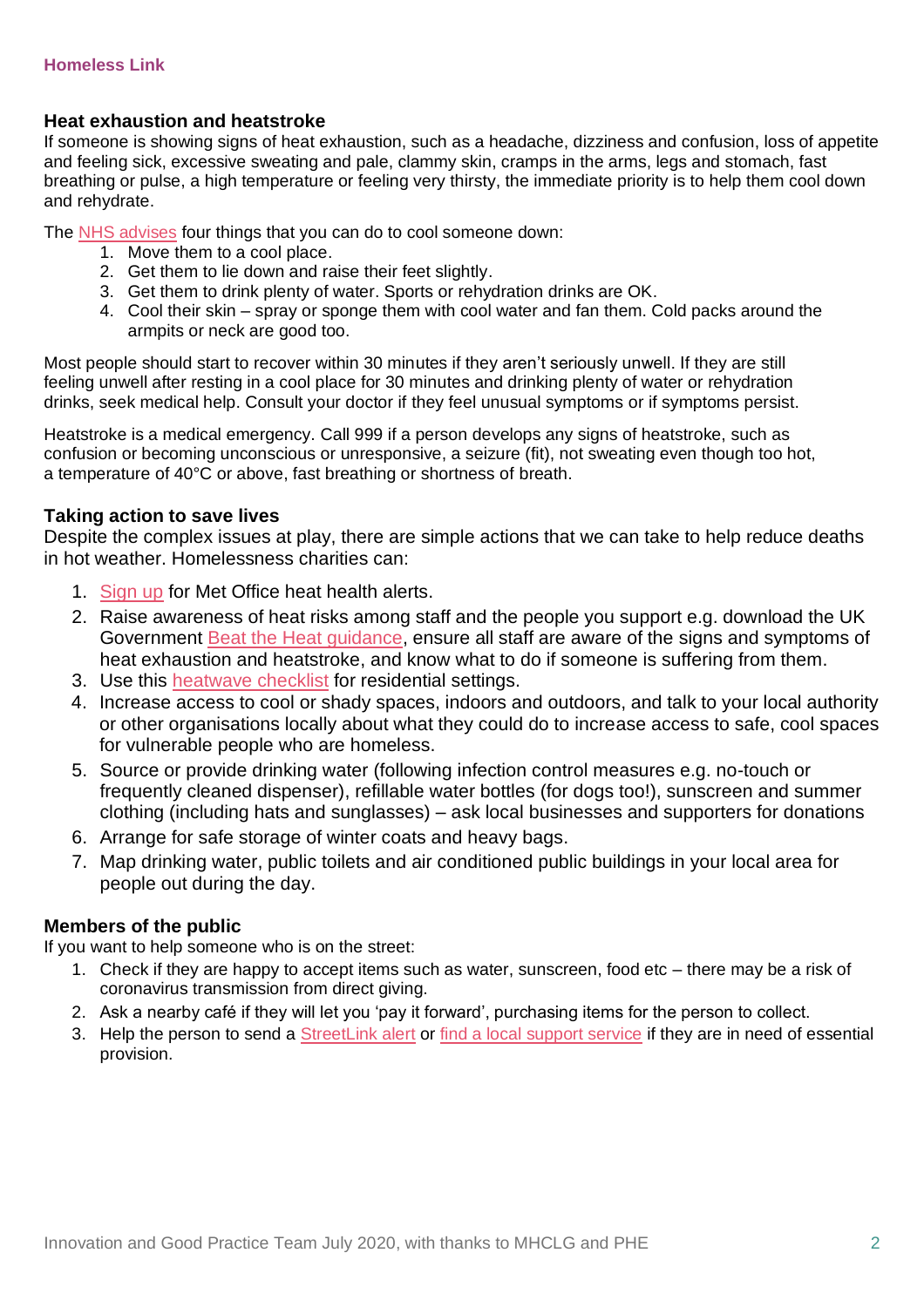## Heat exhaustion and heatstroke

If someone is showing signs of heat exhaustion, such as a headache, dizziness and confusion, loss of appetite and feeling sick, excessive sweating and pale, clammy skin, cramps in the arms, legs and stomach, fast breathing or pulse, a high temperature or feeling very thirsty, the immediate priority is to help them cool down and rehydrate.

The NHS advises four things that you can do to cool someone down:

1. Move them to a cool place.
2. Get them to lie down and raise their feet slightly.
3. Get them to drink plenty of water. Sports or rehydration drinks are OK.
4. Cool their skin – spray or sponge them with cool water and fan them. Cold packs around the armpits or neck are good too.

Most people should start to recover within 30 minutes if they aren't seriously unwell. If they are still feeling unwell after resting in a cool place for 30 minutes and drinking plenty of water or rehydration drinks, seek medical help. Consult your doctor if they feel unusual symptoms or if symptoms persist.

Heatstroke is a medical emergency. Call 999 if a person develops any signs of heatstroke, such as confusion or becoming unconscious or unresponsive, a seizure (fit), not sweating even though too hot, a temperature of 40°C or above, fast breathing or shortness of breath.

## Taking action to save lives

Despite the complex issues at play, there are simple actions that we can take to help reduce deaths in hot weather. Homelessness charities can:

1. Sign up for Met Office heat health alerts.
2. Raise awareness of heat risks among staff and the people you support e.g. download the UK Government Beat the Heat guidance, ensure all staff are aware of the signs and symptoms of heat exhaustion and heatstroke, and know what to do if someone is suffering from them.
3. Use this heatwave checklist for residential settings.
4. Increase access to cool or shady spaces, indoors and outdoors, and talk to your local authority or other organisations locally about what they could do to increase access to safe, cool spaces for vulnerable people who are homeless.
5. Source or provide drinking water (following infection control measures e.g. no-touch or frequently cleaned dispenser), refillable water bottles (for dogs too!), sunscreen and summer clothing (including hats and sunglasses) – ask local businesses and supporters for donations
6. Arrange for safe storage of winter coats and heavy bags.
7. Map drinking water, public toilets and air conditioned public buildings in your local area for people out during the day.

## Members of the public

If you want to help someone who is on the street:

1. Check if they are happy to accept items such as water, sunscreen, food etc – there may be a risk of coronavirus transmission from direct giving.
2. Ask a nearby café if they will let you 'pay it forward', purchasing items for the person to collect.
3. Help the person to send a StreetLink alert or find a local support service if they are in need of essential provision.

Innovation and Good Practice Team July 2020, with thanks to MHCLG and PHE